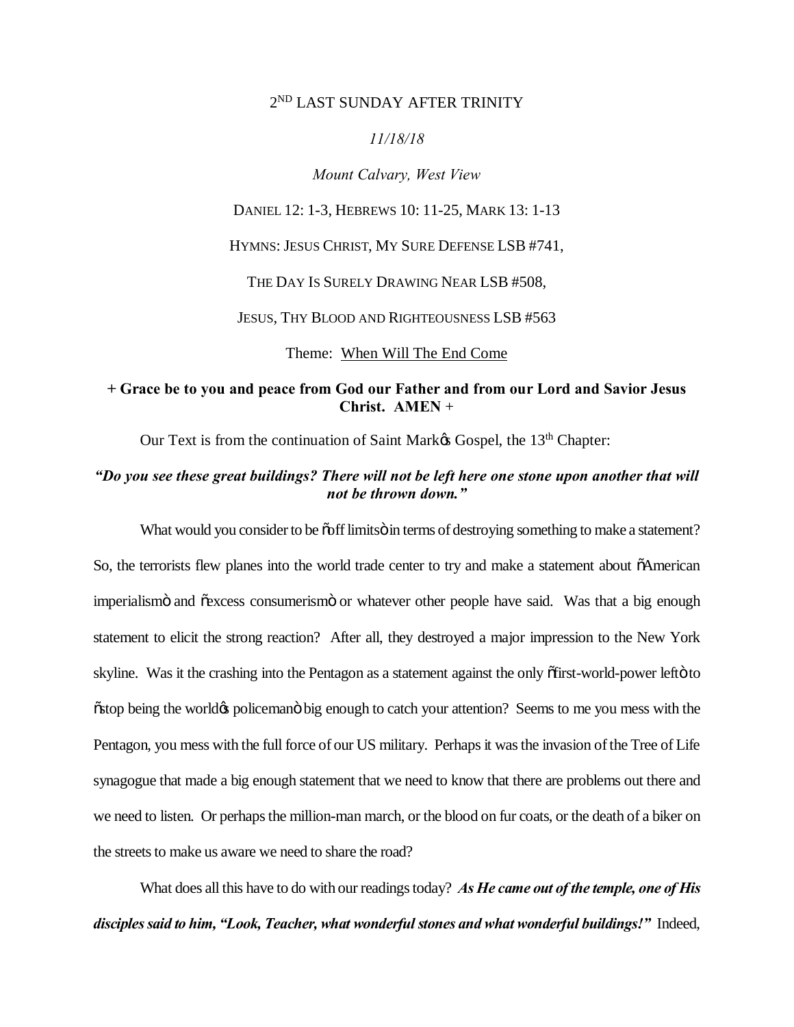2[ND] LAST SUNDAY AFTER TRINITY

*11/18/18*

*Mount Calvary, West View*

DANIEL 12: 1-3, HEBREWS 10: 11-25, MARK 13: 1-13

HYMNS: JESUS CHRIST, MY SURE DEFENSE LSB #741,

THE DAY IS SURELY DRAWING NEAR LSB #508,

JESUS, THY BLOOD AND RIGHTEOUSNESS LSB #563

Theme: When Will The End Come

**+ Grace be to you and peace from God our Father and from our Lord and Savior Jesus Christ. AMEN +**

Our Text is from the continuation of Saint Mark's Gospel, the 13[th] Chapter:

***"Do you see these great buildings? There will not be left here one stone upon another that will not be thrown down."***

What would you consider to be "off limits" in terms of destroying something to make a statement? So, the terrorists flew planes into the world trade center to try and make a statement about "American imperialism" and "excess consumerism" or whatever other people have said. Was that a big enough statement to elicit the strong reaction? After all, they destroyed a major impression to the New York skyline. Was it the crashing into the Pentagon as a statement against the only "first-world-power left" to "stop being the world's policeman" big enough to catch your attention? Seems to me you mess with the Pentagon, you mess with the full force of our US military. Perhaps it was the invasion of the Tree of Life synagogue that made a big enough statement that we need to know that there are problems out there and we need to listen. Or perhaps the million-man march, or the blood on fur coats, or the death of a biker on the streets to make us aware we need to share the road?

What does all this have to do with our readings today? ***As He came out of the temple, one of His disciples said to him, "Look, Teacher, what wonderful stones and what wonderful buildings!"*** Indeed,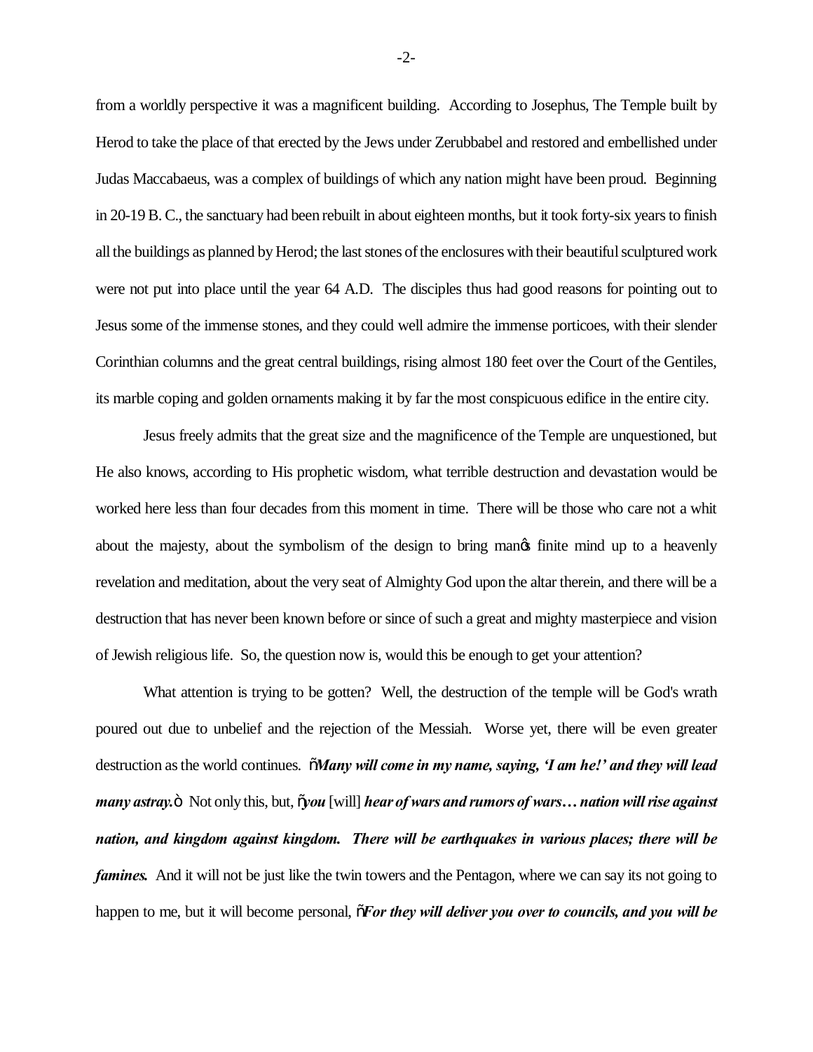from a worldly perspective it was a magnificent building. According to Josephus, The Temple built by Herod to take the place of that erected by the Jews under Zerubbabel and restored and embellished under Judas Maccabaeus, was a complex of buildings of which any nation might have been proud. Beginning in 20-19 B. C., the sanctuary had been rebuilt in about eighteen months, but it took forty-six years to finish all the buildings as planned by Herod; the last stones of the enclosures with their beautiful sculptured work were not put into place until the year 64 A.D. The disciples thus had good reasons for pointing out to Jesus some of the immense stones, and they could well admire the immense porticoes, with their slender Corinthian columns and the great central buildings, rising almost 180 feet over the Court of the Gentiles, its marble coping and golden ornaments making it by far the most conspicuous edifice in the entire city.

Jesus freely admits that the great size and the magnificence of the Temple are unquestioned, but He also knows, according to His prophetic wisdom, what terrible destruction and devastation would be worked here less than four decades from this moment in time. There will be those who care not a whit about the majesty, about the symbolism of the design to bring man's finite mind up to a heavenly revelation and meditation, about the very seat of Almighty God upon the altar therein, and there will be a destruction that has never been known before or since of such a great and mighty masterpiece and vision of Jewish religious life. So, the question now is, would this be enough to get your attention?

What attention is trying to be gotten? Well, the destruction of the temple will be God's wrath poured out due to unbelief and the rejection of the Messiah. Worse yet, there will be even greater destruction as the world continues. "***Many will come in my name, saying, 'I am he!' and they will lead many astray.***" Not only this, but, "***you*** [will] ***hear of wars and rumors of wars… nation will rise against nation, and kingdom against kingdom. There will be earthquakes in various places; there will be famines.*** And it will not be just like the twin towers and the Pentagon, where we can say its not going to happen to me, but it will become personal, "***For they will deliver you over to councils, and you will be***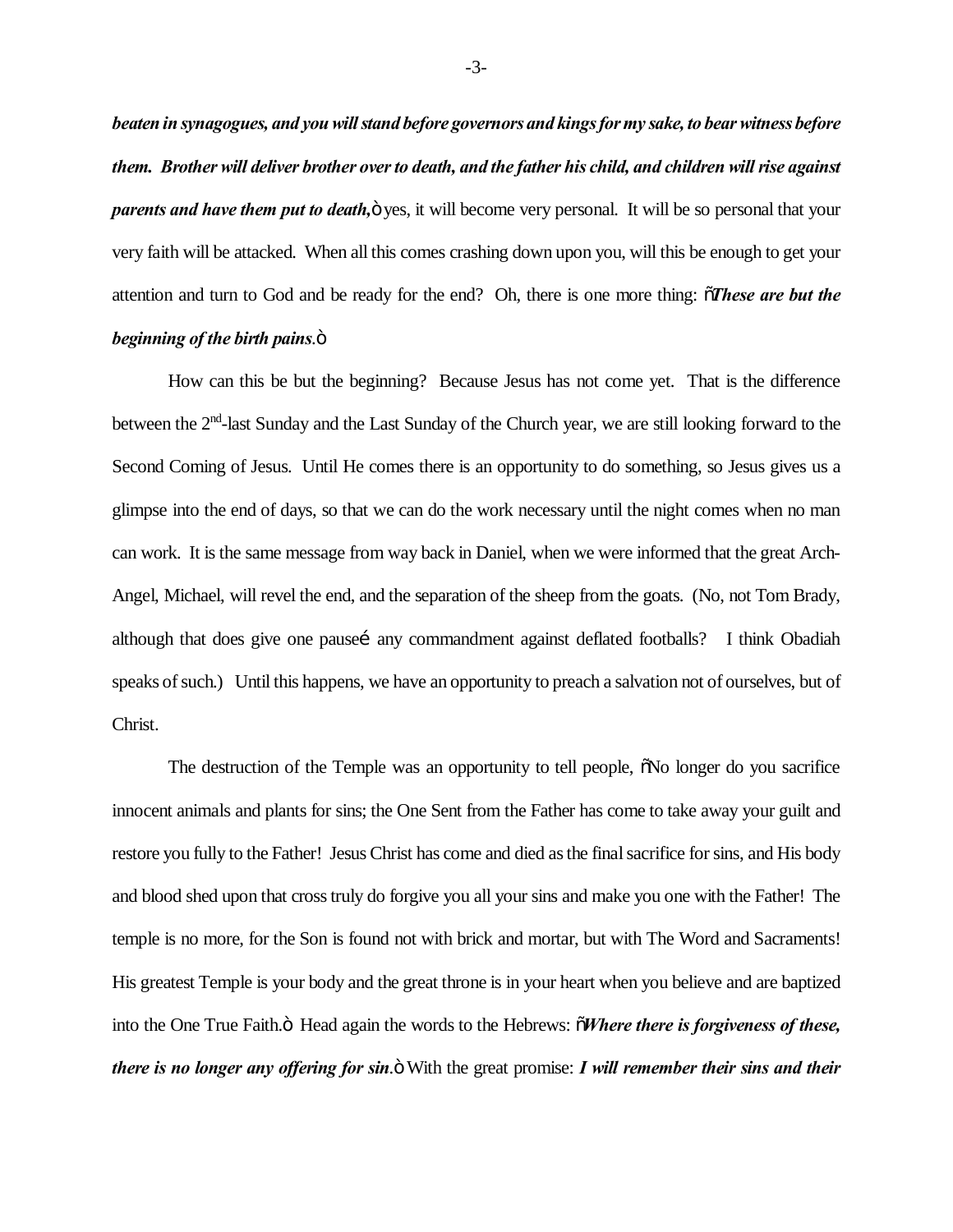***beaten in synagogues, and you will stand before governors and kings for my sake, to bear witness before them. Brother will deliver brother over to death, and the father his child, and children will rise against parents and have them put to death,*** " yes, it will become very personal. It will be so personal that your very faith will be attacked. When all this comes crashing down upon you, will this be enough to get your attention and turn to God and be ready for the end? Oh, there is one more thing: "***These are but the beginning of the birth pains***."

How can this be but the beginning? Because Jesus has not come yet. That is the difference between the 2nd-last Sunday and the Last Sunday of the Church year, we are still looking forward to the Second Coming of Jesus. Until He comes there is an opportunity to do something, so Jesus gives us a glimpse into the end of days, so that we can do the work necessary until the night comes when no man can work. It is the same message from way back in Daniel, when we were informed that the great Arch-Angel, Michael, will revel the end, and the separation of the sheep from the goats. (No, not Tom Brady, although that does give one pause… any commandment against deflated footballs? I think Obadiah speaks of such.) Until this happens, we have an opportunity to preach a salvation not of ourselves, but of Christ.

The destruction of the Temple was an opportunity to tell people, "No longer do you sacrifice innocent animals and plants for sins; the One Sent from the Father has come to take away your guilt and restore you fully to the Father! Jesus Christ has come and died as the final sacrifice for sins, and His body and blood shed upon that cross truly do forgive you all your sins and make you one with the Father! The temple is no more, for the Son is found not with brick and mortar, but with The Word and Sacraments! His greatest Temple is your body and the great throne is in your heart when you believe and are baptized into the One True Faith." Head again the words to the Hebrews: "***Where there is forgiveness of these, there is no longer any offering for sin***." With the great promise: ***I will remember their sins and their***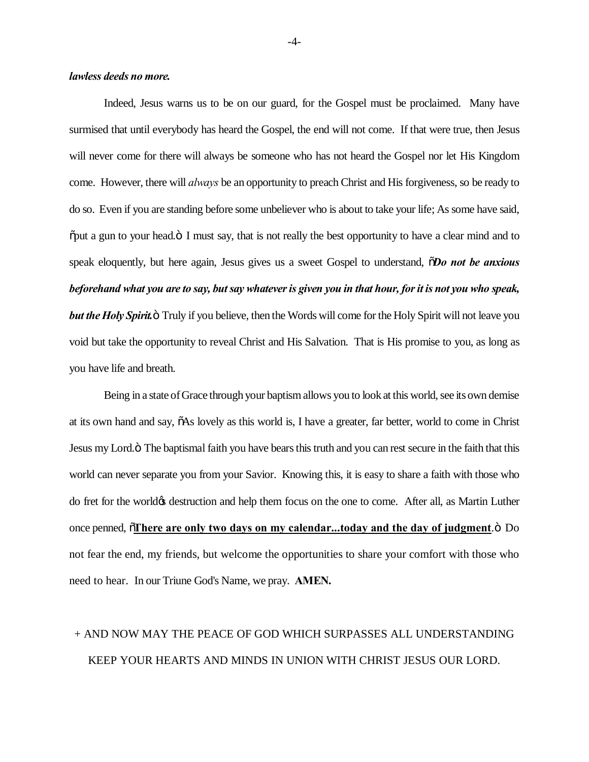***lawless deeds no more.***

Indeed, Jesus warns us to be on our guard, for the Gospel must be proclaimed. Many have surmised that until everybody has heard the Gospel, the end will not come. If that were true, then Jesus will never come for there will always be someone who has not heard the Gospel nor let His Kingdom come. However, there will *always* be an opportunity to preach Christ and His forgiveness, so be ready to do so. Even if you are standing before some unbeliever who is about to take your life; As some have said, "put a gun to your head." I must say, that is not really the best opportunity to have a clear mind and to speak eloquently, but here again, Jesus gives us a sweet Gospel to understand, "***Do not be anxious beforehand what you are to say, but say whatever is given you in that hour, for it is not you who speak, but the Holy Spirit.***" Truly if you believe, then the Words will come for the Holy Spirit will not leave you void but take the opportunity to reveal Christ and His Salvation. That is His promise to you, as long as you have life and breath.

Being in a state of Grace through your baptism allows you to look at this world, see its own demise at its own hand and say, "As lovely as this world is, I have a greater, far better, world to come in Christ Jesus my Lord." The baptismal faith you have bears this truth and you can rest secure in the faith that this world can never separate you from your Savior. Knowing this, it is easy to share a faith with those who do fret for the world's destruction and help them focus on the one to come. After all, as Martin Luther once penned, "**There are only two days on my calendar...today and the day of judgment**." Do not fear the end, my friends, but welcome the opportunities to share your comfort with those who need to hear. In our Triune God's Name, we pray. **AMEN.**

+ AND NOW MAY THE PEACE OF GOD WHICH SURPASSES ALL UNDERSTANDING KEEP YOUR HEARTS AND MINDS IN UNION WITH CHRIST JESUS OUR LORD.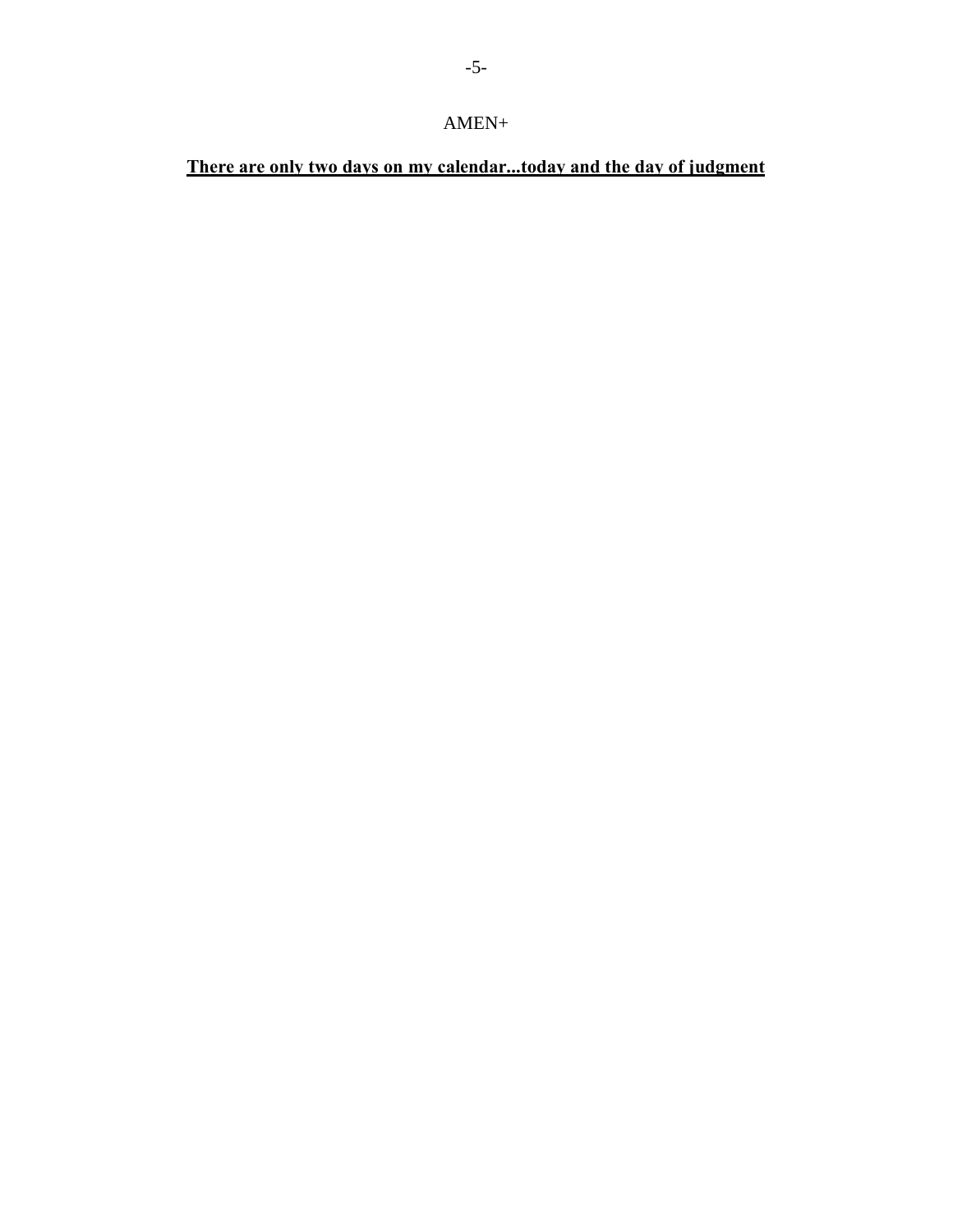AMEN+

**<u>There are only two days on my calendar...today and the day of judgment</u>**